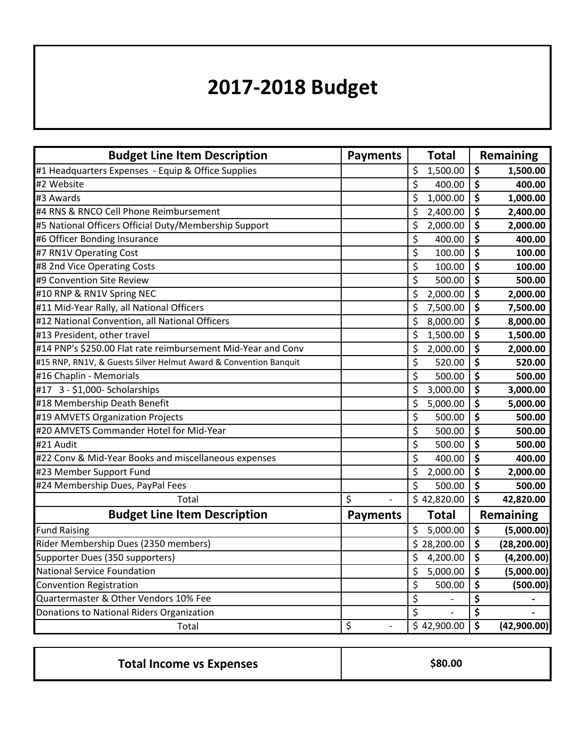# 2017-2018 Budget

| Budget Line Item Description | Payments | Total | Remaining |
|---|---|---|---|
| #1 Headquarters Expenses - Equip & Office Supplies | | $ 1,500.00 | **$ 1,500.00** |
| #2 Website | | $ 400.00 | **$ 400.00** |
| #3 Awards | | $ 1,000.00 | **$ 1,000.00** |
| #4 RNS & RNCO Cell Phone Reimbursement | | $ 2,400.00 | **$ 2,400.00** |
| #5 National Officers Official Duty/Membership Support | | $ 2,000.00 | **$ 2,000.00** |
| #6 Officer Bonding Insurance | | $ 400.00 | **$ 400.00** |
| #7 RN1V Operating Cost | | $ 100.00 | **$ 100.00** |
| #8 2nd Vice Operating Costs | | $ 100.00 | **$ 100.00** |
| #9 Convention Site Review | | $ 500.00 | **$ 500.00** |
| #10 RNP & RN1V Spring NEC | | $ 2,000.00 | **$ 2,000.00** |
| #11 Mid-Year Rally, all National Officers | | $ 7,500.00 | **$ 7,500.00** |
| #12 National Convention, all National Officers | | $ 8,000.00 | **$ 8,000.00** |
| #13 President, other travel | | $ 1,500.00 | **$ 1,500.00** |
| #14 PNP's $250.00 Flat rate reimbursement Mid-Year and Conv | | $ 2,000.00 | **$ 2,000.00** |
| #15 RNP, RN1V, & Guests Silver Helmut Award & Convention Banquit | | $ 520.00 | **$ 520.00** |
| #16 Chaplin - Memorials | | $ 500.00 | **$ 500.00** |
| #17 3 - $1,000- Scholarships | | $ 3,000.00 | **$ 3,000.00** |
| #18 Membership Death Benefit | | $ 5,000.00 | **$ 5,000.00** |
| #19 AMVETS Organization Projects | | $ 500.00 | **$ 500.00** |
| #20 AMVETS Commander Hotel for Mid-Year | | $ 500.00 | **$ 500.00** |
| #21 Audit | | $ 500.00 | **$ 500.00** |
| #22 Conv & Mid-Year Books and miscellaneous expenses | | $ 400.00 | **$ 400.00** |
| #23 Member Support Fund | | $ 2,000.00 | **$ 2,000.00** |
| #24 Membership Dues, PayPal Fees | | $ 500.00 | **$ 500.00** |
| Total | $ - | $ 42,820.00 | **$ 42,820.00** |
| **Budget Line Item Description** | **Payments** | **Total** | **Remaining** |
| Fund Raising | | $ 5,000.00 | **$ (5,000.00)** |
| Rider Membership Dues (2350 members) | | $ 28,200.00 | **$ (28,200.00)** |
| Supporter Dues (350 supporters) | | $ 4,200.00 | **$ (4,200.00)** |
| National Service Foundation | | $ 5,000.00 | **$ (5,000.00)** |
| Convention Registration | | $ 500.00 | **$ (500.00)** |
| Quartermaster & Other Vendors 10% Fee | | $ - | **$ -** |
| Donations to National Riders Organization | | $ - | **$ -** |
| Total | $ - | $ 42,900.00 | **$ (42,900.00)** |

| **Total Income vs Expenses** | **$80.00** |
|---|---|